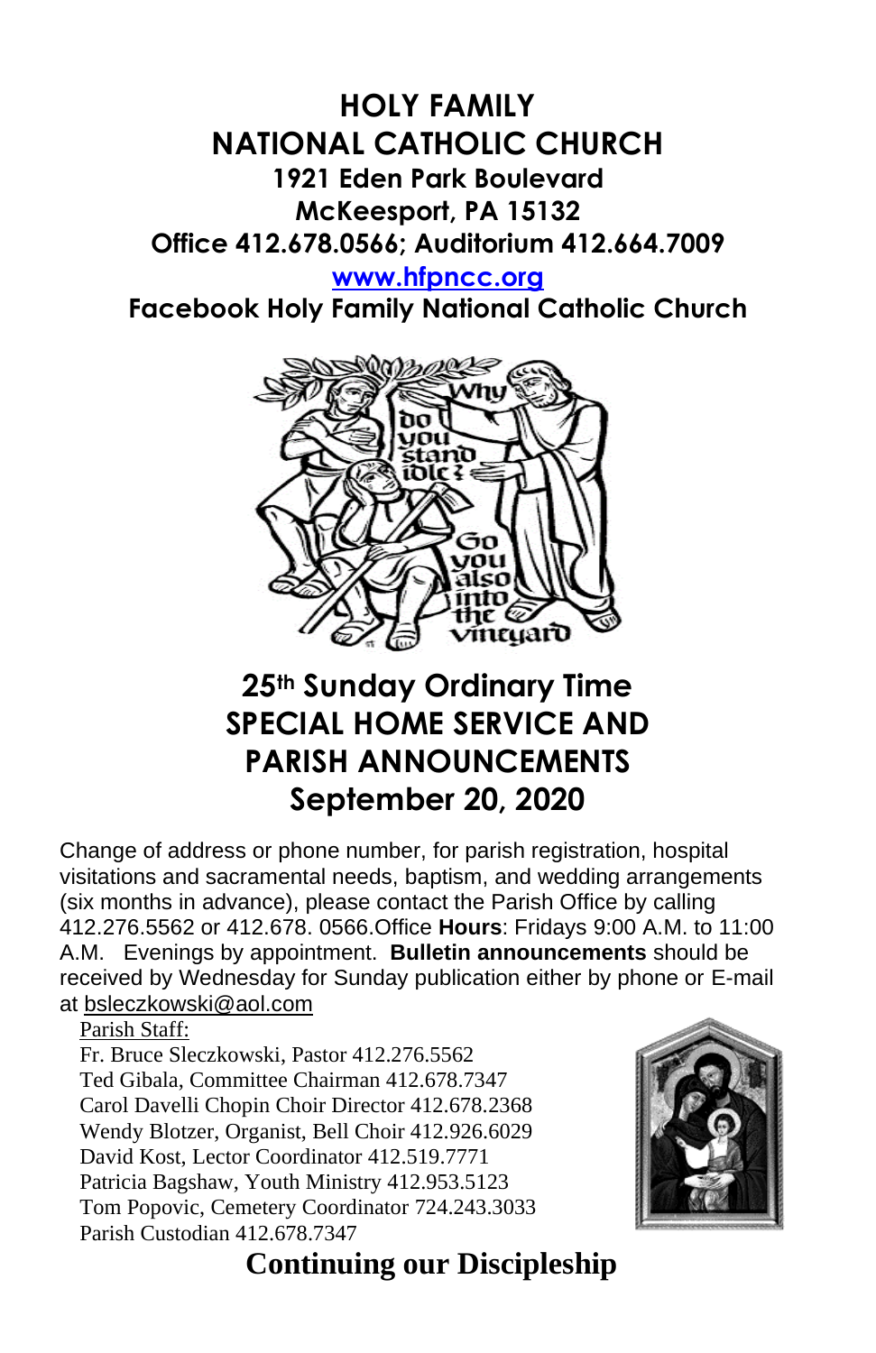# HOLY FAMILY NATIONAL CATHOLIC CHURCH

**1921 Eden Park Boulevard**
**McKeesport, PA 15132**
**Office 412.678.0566; Auditorium 412.664.7009**
**www.hfpncc.org**
**Facebook Holy Family National Catholic Church**

## 25th Sunday Ordinary Time
## SPECIAL HOME SERVICE AND PARISH ANNOUNCEMENTS
## September 20, 2020

Change of address or phone number, for parish registration, hospital visitations and sacramental needs, baptism, and wedding arrangements (six months in advance), please contact the Parish Office by calling 412.276.5562 or 412.678. 0566.Office **Hours**: Fridays 9:00 A.M. to 11:00 A.M. Evenings by appointment. **Bulletin announcements** should be received by Wednesday for Sunday publication either by phone or E-mail at bsleczkowski@aol.com

Parish Staff:
Fr. Bruce Sleczkowski, Pastor 412.276.5562
Ted Gibala, Committee Chairman 412.678.7347
Carol Davelli Chopin Choir Director 412.678.2368
Wendy Blotzer, Organist, Bell Choir 412.926.6029
David Kost, Lector Coordinator 412.519.7771
Patricia Bagshaw, Youth Ministry 412.953.5123
Tom Popovic, Cemetery Coordinator 724.243.3033
Parish Custodian 412.678.7347

## Continuing our Discipleship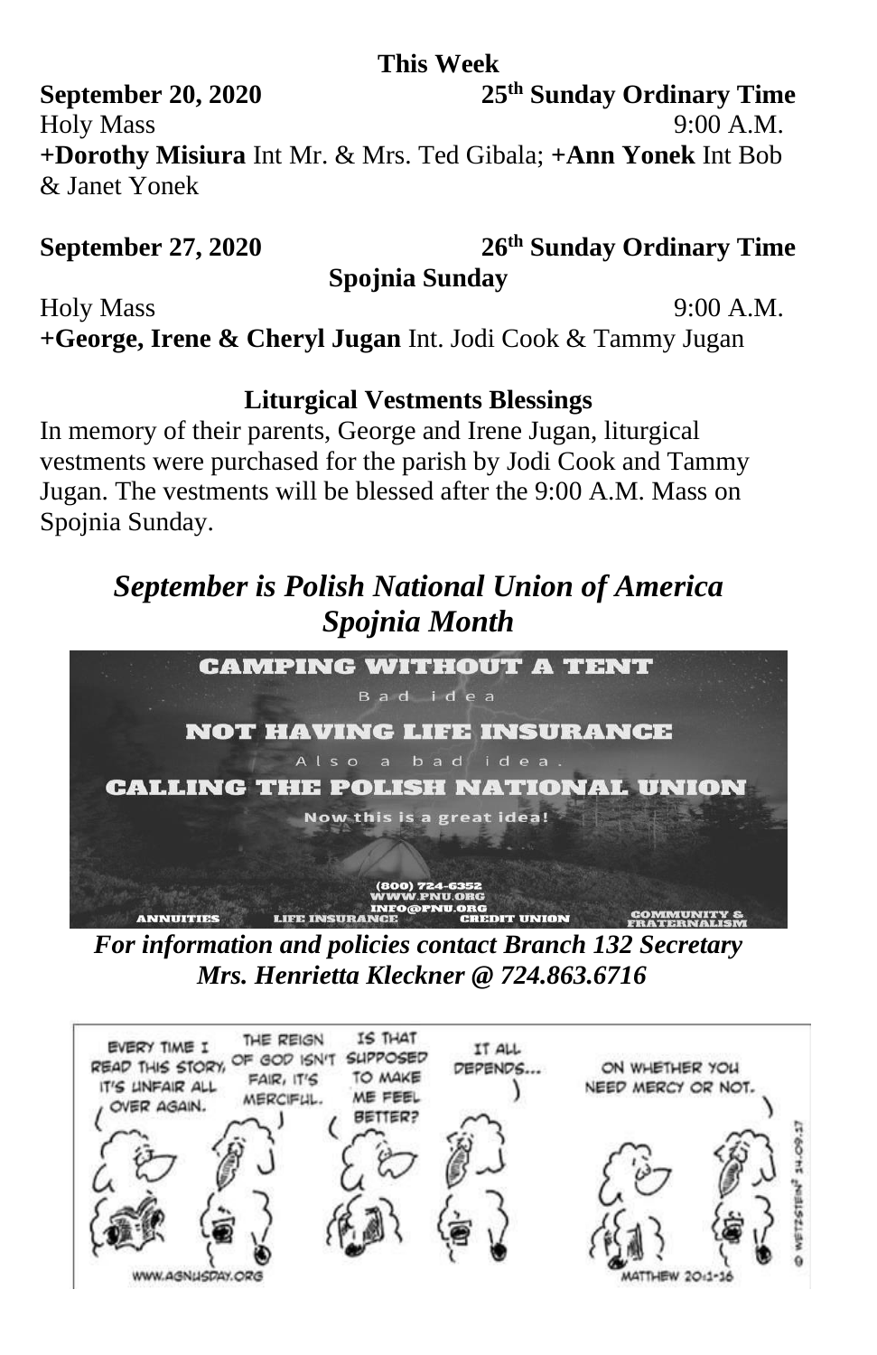**This Week**

**September 20, 2020** **25th Sunday Ordinary Time**

Holy Mass 9:00 A.M.

**+Dorothy Misiura** Int Mr. & Mrs. Ted Gibala; **+Ann Yonek** Int Bob & Janet Yonek

**September 27, 2020** **26th Sunday Ordinary Time**

**Spojnia Sunday**

Holy Mass 9:00 A.M.

**+George, Irene & Cheryl Jugan** Int. Jodi Cook & Tammy Jugan

**Liturgical Vestments Blessings**

In memory of their parents, George and Irene Jugan, liturgical vestments were purchased for the parish by Jodi Cook and Tammy Jugan. The vestments will be blessed after the 9:00 A.M. Mass on Spojnia Sunday.

## *September is Polish National Union of America Spojnia Month*

CAMPING WITHOUT A TENT
Bad idea
NOT HAVING LIFE INSURANCE
Also a bad idea.
CALLING THE POLISH NATIONAL UNION
Now this is a great idea!
(800) 724-6352
WWW.PNU.ORG
INFO@PNU.ORG
ANNUITIES LIFE INSURANCE CREDIT UNION COMMUNITY & FRATERNALISM

***For information and policies contact Branch 132 Secretary Mrs. Henrietta Kleckner @ 724.863.6716***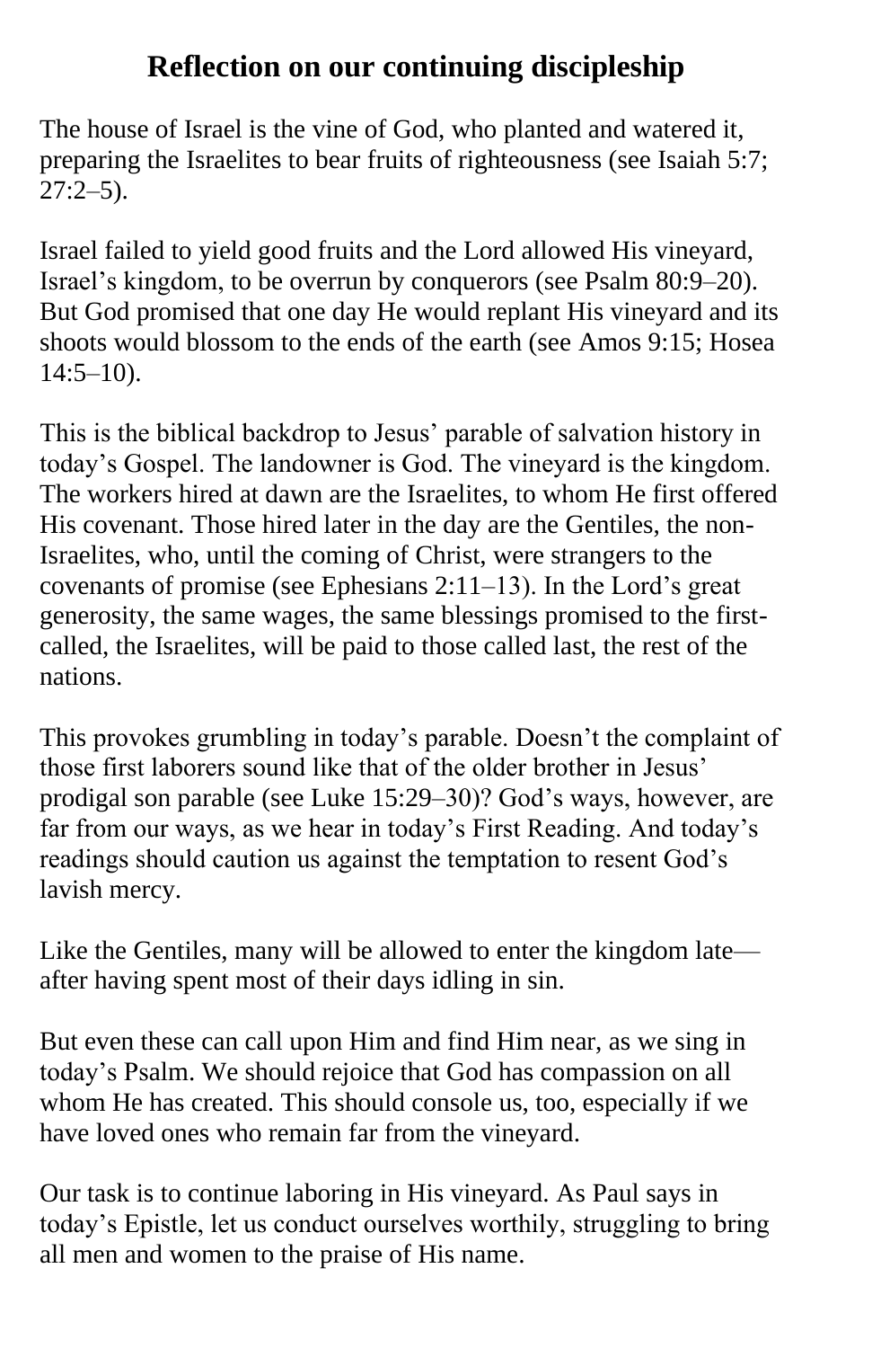# Reflection on our continuing discipleship

The house of Israel is the vine of God, who planted and watered it, preparing the Israelites to bear fruits of righteousness (see Isaiah 5:7; 27:2–5).

Israel failed to yield good fruits and the Lord allowed His vineyard, Israel's kingdom, to be overrun by conquerors (see Psalm 80:9–20). But God promised that one day He would replant His vineyard and its shoots would blossom to the ends of the earth (see Amos 9:15; Hosea 14:5–10).

This is the biblical backdrop to Jesus' parable of salvation history in today's Gospel. The landowner is God. The vineyard is the kingdom. The workers hired at dawn are the Israelites, to whom He first offered His covenant. Those hired later in the day are the Gentiles, the non-Israelites, who, until the coming of Christ, were strangers to the covenants of promise (see Ephesians 2:11–13). In the Lord's great generosity, the same wages, the same blessings promised to the first-called, the Israelites, will be paid to those called last, the rest of the nations.

This provokes grumbling in today's parable. Doesn't the complaint of those first laborers sound like that of the older brother in Jesus' prodigal son parable (see Luke 15:29–30)? God's ways, however, are far from our ways, as we hear in today's First Reading. And today's readings should caution us against the temptation to resent God's lavish mercy.

Like the Gentiles, many will be allowed to enter the kingdom late—after having spent most of their days idling in sin.

But even these can call upon Him and find Him near, as we sing in today's Psalm. We should rejoice that God has compassion on all whom He has created. This should console us, too, especially if we have loved ones who remain far from the vineyard.

Our task is to continue laboring in His vineyard. As Paul says in today's Epistle, let us conduct ourselves worthily, struggling to bring all men and women to the praise of His name.